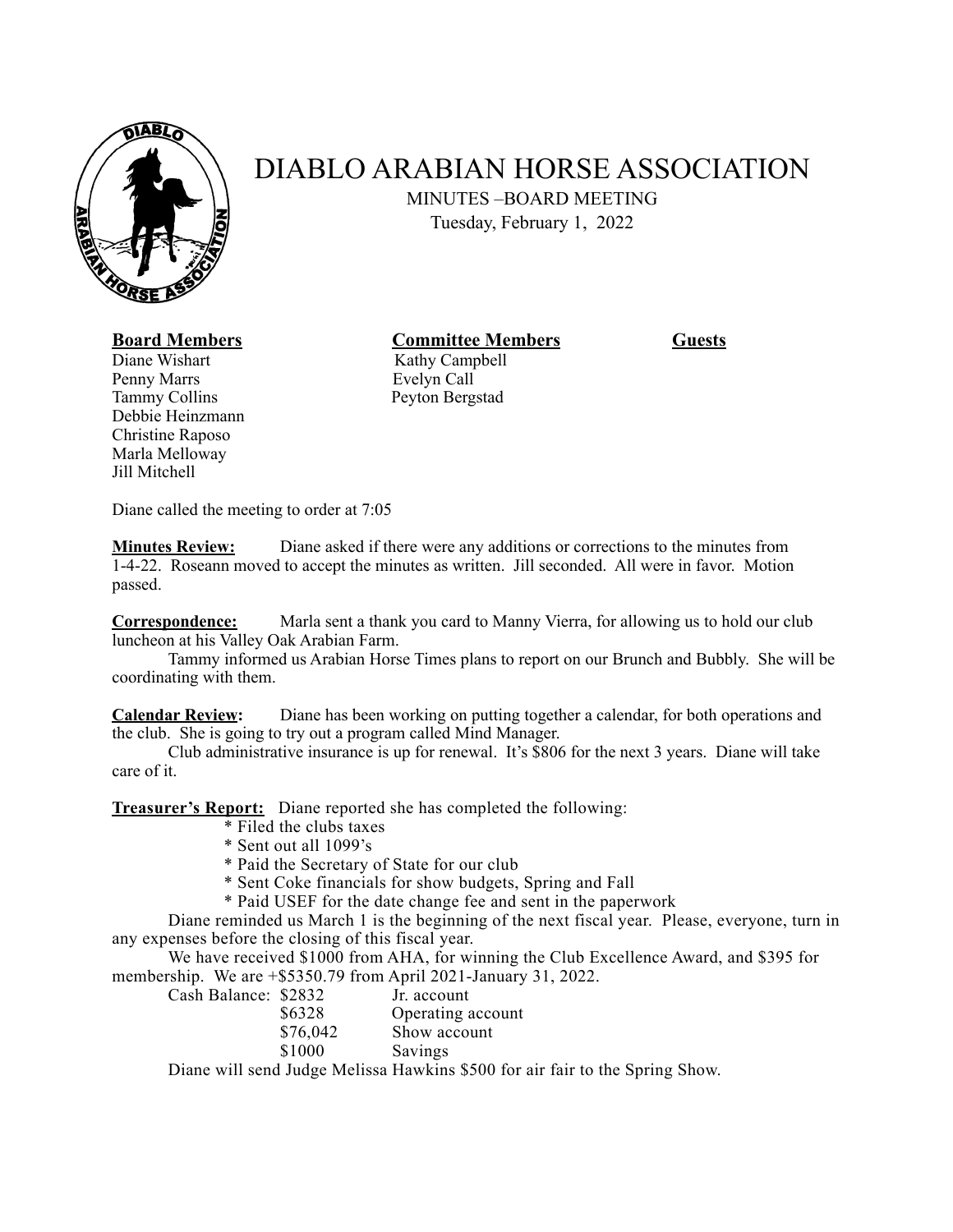# DIABLO ARABIAN HORSE ASSOCIATION

MINUTES –BOARD MEETING

Tuesday, February 1, 2022

| **Board Members** | **Committee Members** | **Guests** |
|---|---|---|
| Diane Wishart | Kathy Campbell | |
| Penny Marrs | Evelyn Call | |
| Tammy Collins | Peyton Bergstad | |
| Debbie Heinzmann | | |
| Christine Raposo | | |
| Marla Melloway | | |
| Jill Mitchell | | |

Diane called the meeting to order at 7:05

**Minutes Review:** Diane asked if there were any additions or corrections to the minutes from 1-4-22. Roseann moved to accept the minutes as written. Jill seconded. All were in favor. Motion passed.

**Correspondence:** Marla sent a thank you card to Manny Vierra, for allowing us to hold our club luncheon at his Valley Oak Arabian Farm.

Tammy informed us Arabian Horse Times plans to report on our Brunch and Bubbly. She will be coordinating with them.

**Calendar Review:** Diane has been working on putting together a calendar, for both operations and the club. She is going to try out a program called Mind Manager.

Club administrative insurance is up for renewal. It's $806 for the next 3 years. Diane will take care of it.

**Treasurer's Report:** Diane reported she has completed the following:

* Filed the clubs taxes
* Sent out all 1099's
* Paid the Secretary of State for our club
* Sent Coke financials for show budgets, Spring and Fall
* Paid USEF for the date change fee and sent in the paperwork

Diane reminded us March 1 is the beginning of the next fiscal year. Please, everyone, turn in any expenses before the closing of this fiscal year.

We have received $1000 from AHA, for winning the Club Excellence Award, and $395 for membership. We are +$5350.79 from April 2021-January 31, 2022.

| Cash Balance: | $2832 | Jr. account |
|---|---|---|
| | $6328 | Operating account |
| | $76,042 | Show account |
| | $1000 | Savings |

Diane will send Judge Melissa Hawkins $500 for air fair to the Spring Show.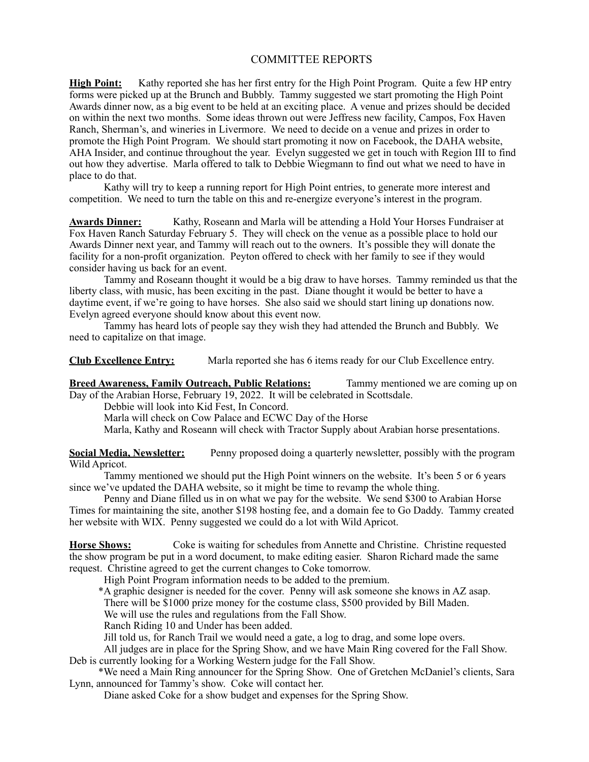# COMMITTEE REPORTS

**High Point:** Kathy reported she has her first entry for the High Point Program. Quite a few HP entry forms were picked up at the Brunch and Bubbly. Tammy suggested we start promoting the High Point Awards dinner now, as a big event to be held at an exciting place. A venue and prizes should be decided on within the next two months. Some ideas thrown out were Jeffress new facility, Campos, Fox Haven Ranch, Sherman's, and wineries in Livermore. We need to decide on a venue and prizes in order to promote the High Point Program. We should start promoting it now on Facebook, the DAHA website, AHA Insider, and continue throughout the year. Evelyn suggested we get in touch with Region III to find out how they advertise. Marla offered to talk to Debbie Wiegmann to find out what we need to have in place to do that.

Kathy will try to keep a running report for High Point entries, to generate more interest and competition. We need to turn the table on this and re-energize everyone's interest in the program.

**Awards Dinner:** Kathy, Roseann and Marla will be attending a Hold Your Horses Fundraiser at Fox Haven Ranch Saturday February 5. They will check on the venue as a possible place to hold our Awards Dinner next year, and Tammy will reach out to the owners. It's possible they will donate the facility for a non-profit organization. Peyton offered to check with her family to see if they would consider having us back for an event.

Tammy and Roseann thought it would be a big draw to have horses. Tammy reminded us that the liberty class, with music, has been exciting in the past. Diane thought it would be better to have a daytime event, if we're going to have horses. She also said we should start lining up donations now. Evelyn agreed everyone should know about this event now.

Tammy has heard lots of people say they wish they had attended the Brunch and Bubbly. We need to capitalize on that image.

**Club Excellence Entry:** Marla reported she has 6 items ready for our Club Excellence entry.

**Breed Awareness, Family Outreach, Public Relations:** Tammy mentioned we are coming up on Day of the Arabian Horse, February 19, 2022. It will be celebrated in Scottsdale.

Debbie will look into Kid Fest, In Concord.

Marla will check on Cow Palace and ECWC Day of the Horse

Marla, Kathy and Roseann will check with Tractor Supply about Arabian horse presentations.

**Social Media, Newsletter:** Penny proposed doing a quarterly newsletter, possibly with the program Wild Apricot.

Tammy mentioned we should put the High Point winners on the website. It's been 5 or 6 years since we've updated the DAHA website, so it might be time to revamp the whole thing.

Penny and Diane filled us in on what we pay for the website. We send $300 to Arabian Horse Times for maintaining the site, another $198 hosting fee, and a domain fee to Go Daddy. Tammy created her website with WIX. Penny suggested we could do a lot with Wild Apricot.

**Horse Shows:** Coke is waiting for schedules from Annette and Christine. Christine requested the show program be put in a word document, to make editing easier. Sharon Richard made the same request. Christine agreed to get the current changes to Coke tomorrow.

High Point Program information needs to be added to the premium.

*A graphic designer is needed for the cover. Penny will ask someone she knows in AZ asap.

There will be $1000 prize money for the costume class, $500 provided by Bill Maden.

We will use the rules and regulations from the Fall Show.

Ranch Riding 10 and Under has been added.

Jill told us, for Ranch Trail we would need a gate, a log to drag, and some lope overs.

All judges are in place for the Spring Show, and we have Main Ring covered for the Fall Show. Deb is currently looking for a Working Western judge for the Fall Show.

*We need a Main Ring announcer for the Spring Show. One of Gretchen McDaniel's clients, Sara Lynn, announced for Tammy's show. Coke will contact her.

Diane asked Coke for a show budget and expenses for the Spring Show.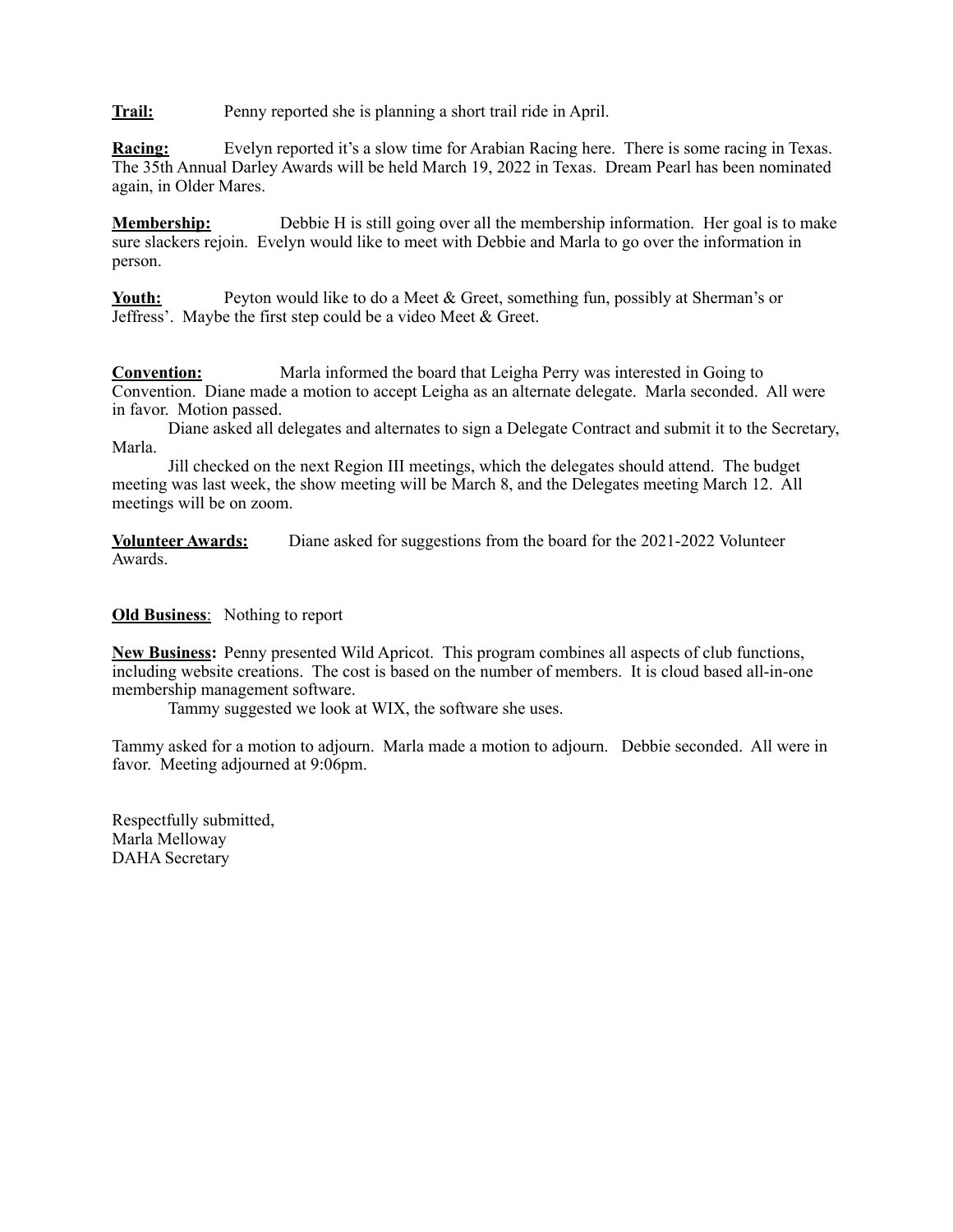**Trail:** Penny reported she is planning a short trail ride in April.

**Racing:** Evelyn reported it's a slow time for Arabian Racing here. There is some racing in Texas. The 35th Annual Darley Awards will be held March 19, 2022 in Texas. Dream Pearl has been nominated again, in Older Mares.

**Membership:** Debbie H is still going over all the membership information. Her goal is to make sure slackers rejoin. Evelyn would like to meet with Debbie and Marla to go over the information in person.

**Youth:** Peyton would like to do a Meet & Greet, something fun, possibly at Sherman's or Jeffress'. Maybe the first step could be a video Meet & Greet.

**Convention:** Marla informed the board that Leigha Perry was interested in Going to Convention. Diane made a motion to accept Leigha as an alternate delegate. Marla seconded. All were in favor. Motion passed.

Diane asked all delegates and alternates to sign a Delegate Contract and submit it to the Secretary, Marla.

Jill checked on the next Region III meetings, which the delegates should attend. The budget meeting was last week, the show meeting will be March 8, and the Delegates meeting March 12. All meetings will be on zoom.

**Volunteer Awards:** Diane asked for suggestions from the board for the 2021-2022 Volunteer Awards.

**Old Business**: Nothing to report

**New Business:** Penny presented Wild Apricot. This program combines all aspects of club functions, including website creations. The cost is based on the number of members. It is cloud based all-in-one membership management software.

Tammy suggested we look at WIX, the software she uses.

Tammy asked for a motion to adjourn. Marla made a motion to adjourn. Debbie seconded. All were in favor. Meeting adjourned at 9:06pm.

Respectfully submitted,
Marla Melloway
DAHA Secretary